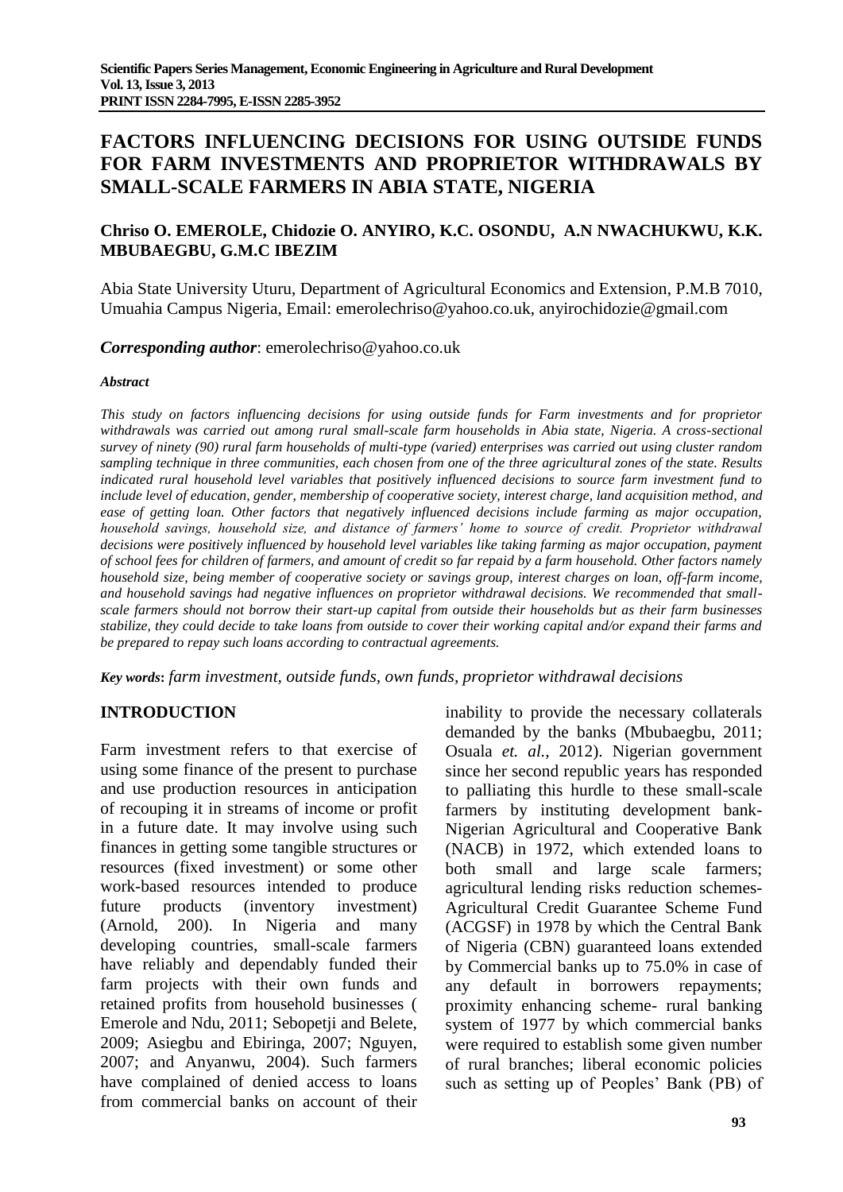# FACTORS INFLUENCING DECISIONS FOR USING OUTSIDE FUNDS FOR FARM INVESTMENTS AND PROPRIETOR WITHDRAWALS BY SMALL-SCALE FARMERS IN ABIA STATE, NIGERIA

**Chriso O. EMEROLE, Chidozie O. ANYIRO, K.C. OSONDU, A.N NWACHUKWU, K.K. MBUBAEGBU, G.M.C IBEZIM**

Abia State University Uturu, Department of Agricultural Economics and Extension, P.M.B 7010, Umuahia Campus Nigeria, Email: emerolechriso@yahoo.co.uk, anyirochidozie@gmail.com

***Corresponding author***: emerolechriso@yahoo.co.uk

***Abstract***

*This study on factors influencing decisions for using outside funds for Farm investments and for proprietor withdrawals was carried out among rural small-scale farm households in Abia state, Nigeria. A cross-sectional survey of ninety (90) rural farm households of multi-type (varied) enterprises was carried out using cluster random sampling technique in three communities, each chosen from one of the three agricultural zones of the state. Results indicated rural household level variables that positively influenced decisions to source farm investment fund to include level of education, gender, membership of cooperative society, interest charge, land acquisition method, and ease of getting loan. Other factors that negatively influenced decisions include farming as major occupation, household savings, household size, and distance of farmers' home to source of credit. Proprietor withdrawal decisions were positively influenced by household level variables like taking farming as major occupation, payment of school fees for children of farmers, and amount of credit so far repaid by a farm household. Other factors namely household size, being member of cooperative society or savings group, interest charges on loan, off-farm income, and household savings had negative influences on proprietor withdrawal decisions. We recommended that small-scale farmers should not borrow their start-up capital from outside their households but as their farm businesses stabilize, they could decide to take loans from outside to cover their working capital and/or expand their farms and be prepared to repay such loans according to contractual agreements.*

***Key words***: *farm investment, outside funds, own funds, proprietor withdrawal decisions*

## INTRODUCTION

Farm investment refers to that exercise of using some finance of the present to purchase and use production resources in anticipation of recouping it in streams of income or profit in a future date. It may involve using such finances in getting some tangible structures or resources (fixed investment) or some other work-based resources intended to produce future products (inventory investment) (Arnold, 200). In Nigeria and many developing countries, small-scale farmers have reliably and dependably funded their farm projects with their own funds and retained profits from household businesses ( Emerole and Ndu, 2011; Sebopetji and Belete, 2009; Asiegbu and Ebiringa, 2007; Nguyen, 2007; and Anyanwu, 2004). Such farmers have complained of denied access to loans from commercial banks on account of their inability to provide the necessary collaterals demanded by the banks (Mbubaegbu, 2011; Osuala *et. al.,* 2012). Nigerian government since her second republic years has responded to palliating this hurdle to these small-scale farmers by instituting development bank-Nigerian Agricultural and Cooperative Bank (NACB) in 1972, which extended loans to both small and large scale farmers; agricultural lending risks reduction schemes-Agricultural Credit Guarantee Scheme Fund (ACGSF) in 1978 by which the Central Bank of Nigeria (CBN) guaranteed loans extended by Commercial banks up to 75.0% in case of any default in borrowers repayments; proximity enhancing scheme- rural banking system of 1977 by which commercial banks were required to establish some given number of rural branches; liberal economic policies such as setting up of Peoples' Bank (PB) of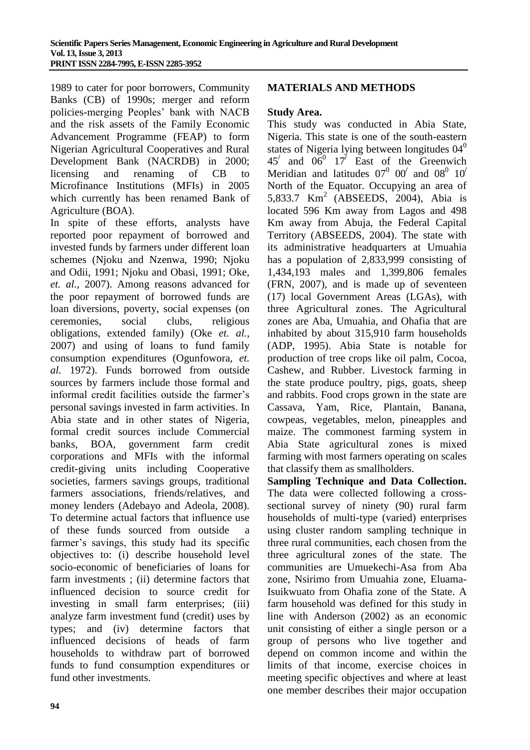1989 to cater for poor borrowers, Community Banks (CB) of 1990s; merger and reform policies-merging Peoples' bank with NACB and the risk assets of the Family Economic Advancement Programme (FEAP) to form Nigerian Agricultural Cooperatives and Rural Development Bank (NACRDB) in 2000; licensing and renaming of CB to Microfinance Institutions (MFIs) in 2005 which currently has been renamed Bank of Agriculture (BOA).

In spite of these efforts, analysts have reported poor repayment of borrowed and invested funds by farmers under different loan schemes (Njoku and Nzenwa, 1990; Njoku and Odii, 1991; Njoku and Obasi, 1991; Oke, *et. al.,* 2007). Among reasons advanced for the poor repayment of borrowed funds are loan diversions, poverty, social expenses (on ceremonies, social clubs, religious obligations, extended family) (Oke *et. al.,* 2007) and using of loans to fund family consumption expenditures (Ogunfowora, *et. al.* 1972). Funds borrowed from outside sources by farmers include those formal and informal credit facilities outside the farmer's personal savings invested in farm activities. In Abia state and in other states of Nigeria, formal credit sources include Commercial banks, BOA, government farm credit corporations and MFIs with the informal credit-giving units including Cooperative societies, farmers savings groups, traditional farmers associations, friends/relatives, and money lenders (Adebayo and Adeola, 2008). To determine actual factors that influence use of these funds sourced from outside a farmer's savings, this study had its specific objectives to: (i) describe household level socio-economic of beneficiaries of loans for farm investments ; (ii) determine factors that influenced decision to source credit for investing in small farm enterprises; (iii) analyze farm investment fund (credit) uses by types; and (iv) determine factors that influenced decisions of heads of farm households to withdraw part of borrowed funds to fund consumption expenditures or fund other investments.

## MATERIALS AND METHODS

**Study Area.**

This study was conducted in Abia State, Nigeria. This state is one of the south-eastern states of Nigeria lying between longitudes $04^0$ $45^/$ and $06^0$ $17^/$ East of the Greenwich Meridian and latitudes $07^0$ $00^/$ and $08^0$ $10^/$ North of the Equator. Occupying an area of 5,833.7 $Km^2$ (ABSEEDS, 2004), Abia is located 596 Km away from Lagos and 498 Km away from Abuja, the Federal Capital Territory (ABSEEDS, 2004). The state with its administrative headquarters at Umuahia has a population of 2,833,999 consisting of 1,434,193 males and 1,399,806 females (FRN, 2007), and is made up of seventeen (17) local Government Areas (LGAs), with three Agricultural zones. The Agricultural zones are Aba, Umuahia, and Ohafia that are inhabited by about 315,910 farm households (ADP, 1995). Abia State is notable for production of tree crops like oil palm, Cocoa, Cashew, and Rubber. Livestock farming in the state produce poultry, pigs, goats, sheep and rabbits. Food crops grown in the state are Cassava, Yam, Rice, Plantain, Banana, cowpeas, vegetables, melon, pineapples and maize. The commonest farming system in Abia State agricultural zones is mixed farming with most farmers operating on scales that classify them as smallholders.

**Sampling Technique and Data Collection.** The data were collected following a cross-sectional survey of ninety (90) rural farm households of multi-type (varied) enterprises using cluster random sampling technique in three rural communities, each chosen from the three agricultural zones of the state. The communities are Umuekechi-Asa from Aba zone, Nsirimo from Umuahia zone, Eluama-Isuikwuato from Ohafia zone of the State. A farm household was defined for this study in line with Anderson (2002) as an economic unit consisting of either a single person or a group of persons who live together and depend on common income and within the limits of that income, exercise choices in meeting specific objectives and where at least one member describes their major occupation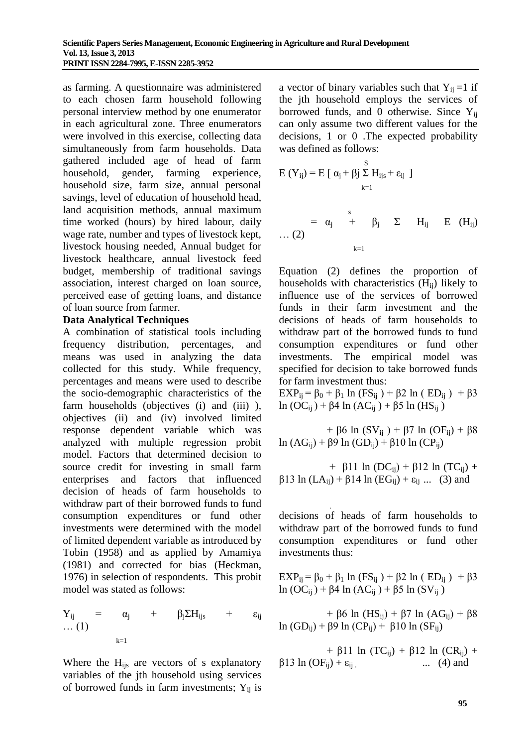as farming. A questionnaire was administered to each chosen farm household following personal interview method by one enumerator in each agricultural zone. Three enumerators were involved in this exercise, collecting data simultaneously from farm households. Data gathered included age of head of farm household, gender, farming experience, household size, farm size, annual personal savings, level of education of household head, land acquisition methods, annual maximum time worked (hours) by hired labour, daily wage rate, number and types of livestock kept, livestock housing needed, Annual budget for livestock healthcare, annual livestock feed budget, membership of traditional savings association, interest charged on loan source, perceived ease of getting loans, and distance of loan source from farmer.

**Data Analytical Techniques**

A combination of statistical tools including frequency distribution, percentages, and means was used in analyzing the data collected for this study. While frequency, percentages and means were used to describe the socio-demographic characteristics of the farm households (objectives (i) and (iii) ), objectives (ii) and (iv) involved limited response dependent variable which was analyzed with multiple regression probit model. Factors that determined decision to source credit for investing in small farm enterprises and factors that influenced decision of heads of farm households to withdraw part of their borrowed funds to fund consumption expenditures or fund other investments were determined with the model of limited dependent variable as introduced by Tobin (1958) and as applied by Amamiya (1981) and corrected for bias (Heckman, 1976) in selection of respondents. This probit model was stated as follows:

$$Y_{ij} = \alpha_j + \beta_j \sum_{k=1} H_{ijs} + \varepsilon_{ij} \quad \ldots (1)$$

Where the $H_{ijs}$ are vectors of s explanatory variables of the jth household using services of borrowed funds in farm investments; $Y_{ij}$ is a vector of binary variables such that $Y_{ij} = 1$ if the jth household employs the services of borrowed funds, and 0 otherwise. Since $Y_{ij}$ can only assume two different values for the decisions, 1 or 0 .The expected probability was defined as follows:

$$E(Y_{ij}) = E\left[\alpha_j + \beta j \sum_{k=1}^{S} H_{ijs} + \varepsilon_{ij}\right]$$

$$= \alpha_j + \beta_j \sum_{k=1}^{s} H_{ij} \quad E(H_{ij}) \quad \ldots (2)$$

Equation (2) defines the proportion of households with characteristics ($H_{ij}$) likely to influence use of the services of borrowed funds in their farm investment and the decisions of heads of farm households to withdraw part of the borrowed funds to fund consumption expenditures or fund other investments. The empirical model was specified for decision to take borrowed funds for farm investment thus:

$$EXP_{ij} = \beta_0 + \beta_1 \ln(FS_{ij}) + \beta 2 \ln(ED_{ij}) + \beta 3 \ln(OC_{ij}) + \beta 4 \ln(AC_{ij}) + \beta 5 \ln(HS_{ij})$$
$$+ \beta 6 \ln(SV_{ij}) + \beta 7 \ln(OF_{ij}) + \beta 8 \ln(AG_{ij}) + \beta 9 \ln(GD_{ij}) + \beta 10 \ln(CP_{ij})$$
$$+ \beta 11 \ln(DC_{ij}) + \beta 12 \ln(TC_{ij}) + \beta 13 \ln(LA_{ij}) + \beta 14 \ln(EG_{ij}) + \varepsilon_{ij} \ \ldots \ (3) \text{ and}$$

decisions of heads of farm households to withdraw part of the borrowed funds to fund consumption expenditures or fund other investments thus:

$$EXP_{ij} = \beta_0 + \beta_1 \ln(FS_{ij}) + \beta 2 \ln(ED_{ij}) + \beta 3 \ln(OC_{ij}) + \beta 4 \ln(AC_{ij}) + \beta 5 \ln(SV_{ij})$$
$$+ \beta 6 \ln(HS_{ij}) + \beta 7 \ln(AG_{ij}) + \beta 8 \ln(GD_{ij}) + \beta 9 \ln(CP_{ij}) + \beta 10 \ln(SF_{ij})$$
$$+ \beta 11 \ln(TC_{ij}) + \beta 12 \ln(CR_{ij}) + \beta 13 \ln(OF_{ij}) + \varepsilon_{ij} \quad \ldots \ (4) \text{ and}$$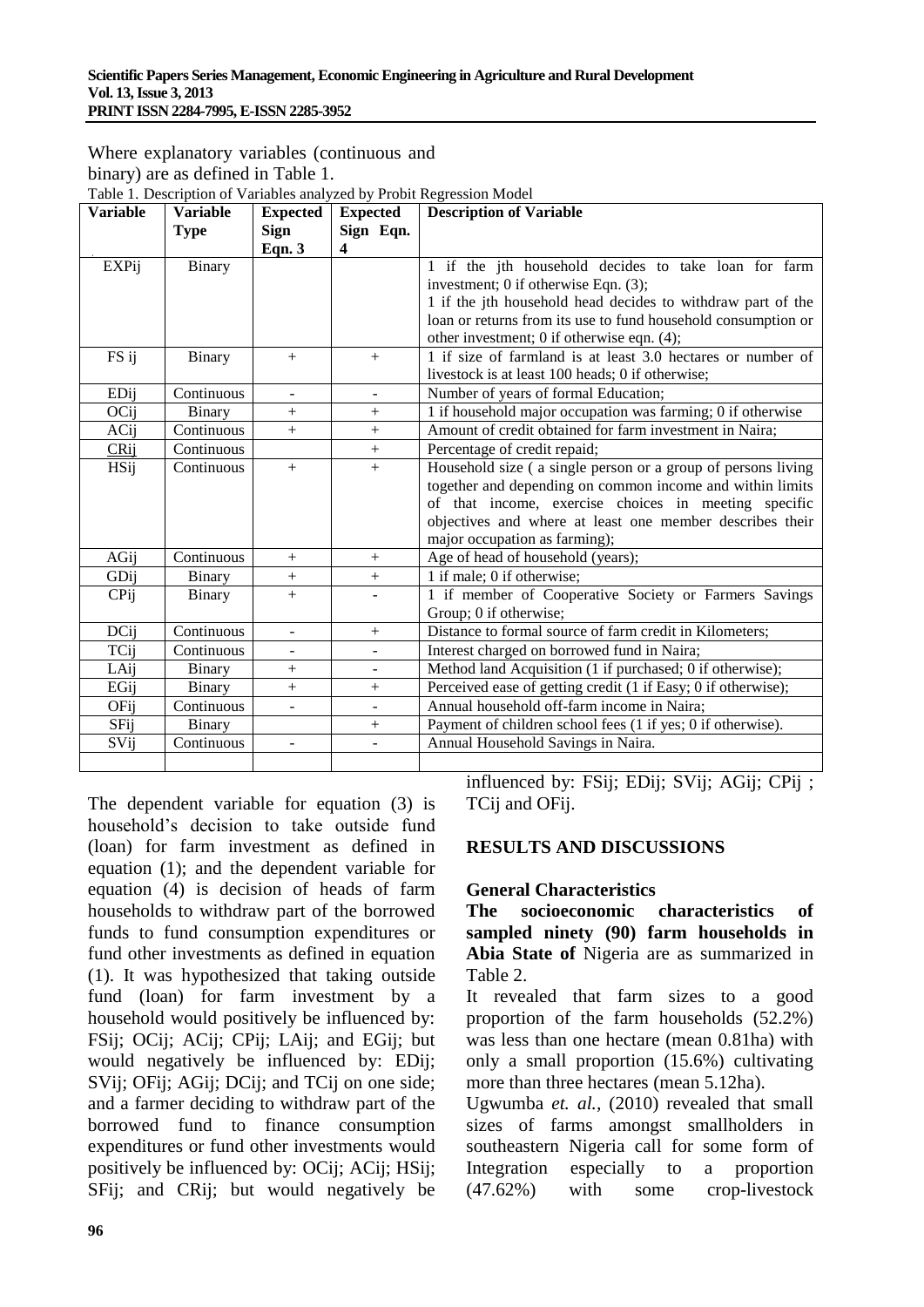Where explanatory variables (continuous and binary) are as defined in Table 1.

Table 1. Description of Variables analyzed by Probit Regression Model

| Variable | Variable Type | Expected Sign Eqn. 3 | Expected Sign Eqn. 4 | Description of Variable |
|---|---|---|---|---|
| EXPij | Binary | | | 1 if the jth household decides to take loan for farm investment; 0 if otherwise Eqn. (3); 1 if the jth household head decides to withdraw part of the loan or returns from its use to fund household consumption or other investment; 0 if otherwise eqn. (4); |
| FS ij | Binary | + | + | 1 if size of farmland is at least 3.0 hectares or number of livestock is at least 100 heads; 0 if otherwise; |
| EDij | Continuous | - | - | Number of years of formal Education; |
| OCij | Binary | + | + | 1 if household major occupation was farming; 0 if otherwise |
| ACij | Continuous | + | + | Amount of credit obtained for farm investment in Naira; |
| CRij | Continuous | | + | Percentage of credit repaid; |
| HSij | Continuous | + | + | Household size ( a single person or a group of persons living together and depending on common income and within limits of that income, exercise choices in meeting specific objectives and where at least one member describes their major occupation as farming); |
| AGij | Continuous | + | + | Age of head of household (years); |
| GDij | Binary | + | + | 1 if male; 0 if otherwise; |
| CPij | Binary | + | - | 1 if member of Cooperative Society or Farmers Savings Group; 0 if otherwise; |
| DCij | Continuous | - | + | Distance to formal source of farm credit in Kilometers; |
| TCij | Continuous | - | - | Interest charged on borrowed fund in Naira; |
| LAij | Binary | + | - | Method land Acquisition (1 if purchased; 0 if otherwise); |
| EGij | Binary | + | + | Perceived ease of getting credit (1 if Easy; 0 if otherwise); |
| OFij | Continuous | - | - | Annual household off-farm income in Naira; |
| SFij | Binary | | + | Payment of children school fees (1 if yes; 0 if otherwise). |
| SVij | Continuous | - | - | Annual Household Savings in Naira. |

The dependent variable for equation (3) is household's decision to take outside fund (loan) for farm investment as defined in equation (1); and the dependent variable for equation (4) is decision of heads of farm households to withdraw part of the borrowed funds to fund consumption expenditures or fund other investments as defined in equation (1). It was hypothesized that taking outside fund (loan) for farm investment by a household would positively be influenced by: FSij; OCij; ACij; CPij; LAij; and EGij; but would negatively be influenced by: EDij; SVij; OFij; AGij; DCij; and TCij on one side; and a farmer deciding to withdraw part of the borrowed fund to finance consumption expenditures or fund other investments would positively be influenced by: OCij; ACij; HSij; SFij; and CRij; but would negatively be influenced by: FSij; EDij; SVij; AGij; CPij ; TCij and OFij.

## RESULTS AND DISCUSSIONS

### General Characteristics

**The socioeconomic characteristics of sampled ninety (90) farm households in Abia State of** Nigeria are as summarized in Table 2.

It revealed that farm sizes to a good proportion of the farm households (52.2%) was less than one hectare (mean 0.81ha) with only a small proportion (15.6%) cultivating more than three hectares (mean 5.12ha).

Ugwumba *et. al.,* (2010) revealed that small sizes of farms amongst smallholders in southeastern Nigeria call for some form of Integration especially to a proportion (47.62%) with some crop-livestock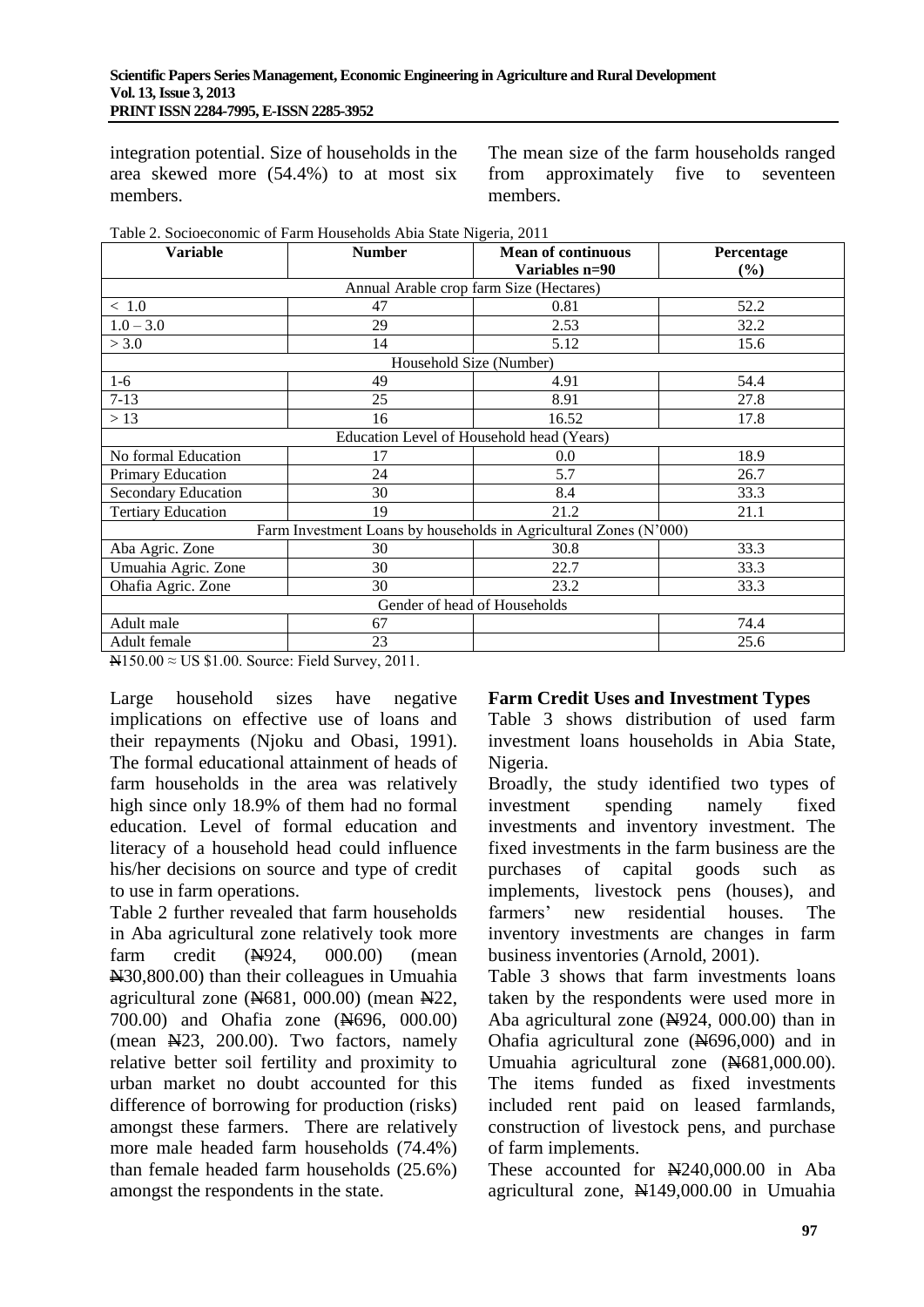integration potential. Size of households in the area skewed more (54.4%) to at most six members.

The mean size of the farm households ranged from approximately five to seventeen members.

Table 2. Socioeconomic of Farm Households Abia State Nigeria, 2011

| Variable | Number | Mean of continuous Variables n=90 | Percentage (%) |
|---|---|---|---|
| Annual Arable crop farm Size (Hectares) | | | |
| < 1.0 | 47 | 0.81 | 52.2 |
| 1.0 – 3.0 | 29 | 2.53 | 32.2 |
| > 3.0 | 14 | 5.12 | 15.6 |
| Household Size (Number) | | | |
| 1-6 | 49 | 4.91 | 54.4 |
| 7-13 | 25 | 8.91 | 27.8 |
| > 13 | 16 | 16.52 | 17.8 |
| Education Level of Household head (Years) | | | |
| No formal Education | 17 | 0.0 | 18.9 |
| Primary Education | 24 | 5.7 | 26.7 |
| Secondary Education | 30 | 8.4 | 33.3 |
| Tertiary Education | 19 | 21.2 | 21.1 |
| Farm Investment Loans by households in Agricultural Zones (N'000) | | | |
| Aba Agric. Zone | 30 | 30.8 | 33.3 |
| Umuahia Agric. Zone | 30 | 22.7 | 33.3 |
| Ohafia Agric. Zone | 30 | 23.2 | 33.3 |
| Gender of head of Households | | | |
| Adult male | 67 | | 74.4 |
| Adult female | 23 | | 25.6 |

₦150.00 ≈ US $1.00. Source: Field Survey, 2011.

Large household sizes have negative implications on effective use of loans and their repayments (Njoku and Obasi, 1991). The formal educational attainment of heads of farm households in the area was relatively high since only 18.9% of them had no formal education. Level of formal education and literacy of a household head could influence his/her decisions on source and type of credit to use in farm operations.

Table 2 further revealed that farm households in Aba agricultural zone relatively took more farm credit (₦924, 000.00) (mean ₦30,800.00) than their colleagues in Umuahia agricultural zone (₦681, 000.00) (mean ₦22, 700.00) and Ohafia zone (₦696, 000.00) (mean ₦23, 200.00). Two factors, namely relative better soil fertility and proximity to urban market no doubt accounted for this difference of borrowing for production (risks) amongst these farmers. There are relatively more male headed farm households (74.4%) than female headed farm households (25.6%) amongst the respondents in the state.

**Farm Credit Uses and Investment Types**

Table 3 shows distribution of used farm investment loans households in Abia State, Nigeria.

Broadly, the study identified two types of investment spending namely fixed investments and inventory investment. The fixed investments in the farm business are the purchases of capital goods such as implements, livestock pens (houses), and farmers' new residential houses. The inventory investments are changes in farm business inventories (Arnold, 2001).

Table 3 shows that farm investments loans taken by the respondents were used more in Aba agricultural zone (₦924, 000.00) than in Ohafia agricultural zone (₦696,000) and in Umuahia agricultural zone (₦681,000.00). The items funded as fixed investments included rent paid on leased farmlands, construction of livestock pens, and purchase of farm implements.

These accounted for ₦240,000.00 in Aba agricultural zone, ₦149,000.00 in Umuahia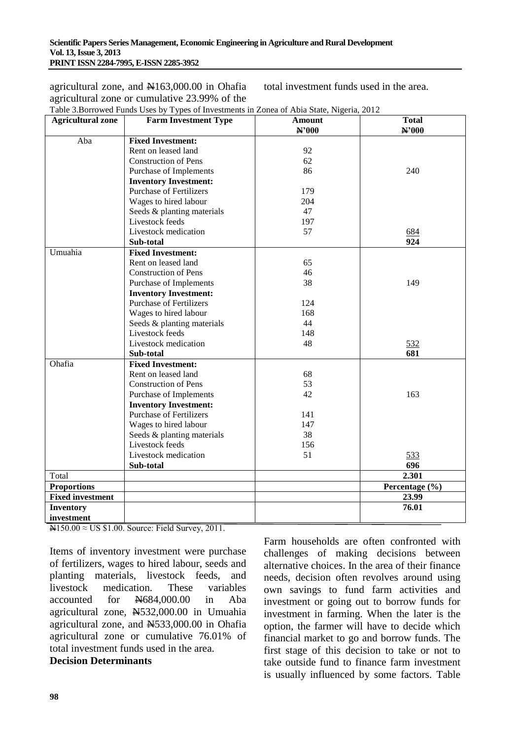agricultural zone, and ₦163,000.00 in Ohafia agricultural zone or cumulative 23.99% of the total investment funds used in the area.

Table 3.Borrowed Funds Uses by Types of Investments in Zonea of Abia State, Nigeria, 2012

| Agricultural zone | Farm Investment Type | Amount ₦'000 | Total ₦'000 |
|---|---|---|---|
| Aba | **Fixed Investment:** | | |
| | Rent on leased land | 92 | |
| | Construction of Pens | 62 | |
| | Purchase of Implements | 86 | 240 |
| | **Inventory Investment:** | | |
| | Purchase of Fertilizers | 179 | |
| | Wages to hired labour | 204 | |
| | Seeds & planting materials | 47 | |
| | Livestock feeds | 197 | |
| | Livestock medication | 57 | 684 |
| | **Sub-total** | | **924** |
| Umuahia | **Fixed Investment:** | | |
| | Rent on leased land | 65 | |
| | Construction of Pens | 46 | |
| | Purchase of Implements | 38 | 149 |
| | **Inventory Investment:** | | |
| | Purchase of Fertilizers | 124 | |
| | Wages to hired labour | 168 | |
| | Seeds & planting materials | 44 | |
| | Livestock feeds | 148 | |
| | Livestock medication | 48 | 532 |
| | **Sub-total** | | **681** |
| Ohafia | **Fixed Investment:** | | |
| | Rent on leased land | 68 | |
| | Construction of Pens | 53 | |
| | Purchase of Implements | 42 | 163 |
| | **Inventory Investment:** | | |
| | Purchase of Fertilizers | 141 | |
| | Wages to hired labour | 147 | |
| | Seeds & planting materials | 38 | |
| | Livestock feeds | 156 | |
| | Livestock medication | 51 | 533 |
| | **Sub-total** | | **696** |
| Total | | | **2.301** |
| **Proportions** | | | **Percentage (%)** |
| **Fixed investment** | | | **23.99** |
| **Inventory investment** | | | **76.01** |

₦150.00 ≈ US $1.00. Source: Field Survey, 2011.

Items of inventory investment were purchase of fertilizers, wages to hired labour, seeds and planting materials, livestock feeds, and livestock medication. These variables accounted for ₦684,000.00 in Aba agricultural zone, ₦532,000.00 in Umuahia agricultural zone, and ₦533,000.00 in Ohafia agricultural zone or cumulative 76.01% of total investment funds used in the area.

**Decision Determinants**

Farm households are often confronted with challenges of making decisions between alternative choices. In the area of their finance needs, decision often revolves around using own savings to fund farm activities and investment or going out to borrow funds for investment in farming. When the later is the option, the farmer will have to decide which financial market to go and borrow funds. The first stage of this decision to take or not to take outside fund to finance farm investment is usually influenced by some factors. Table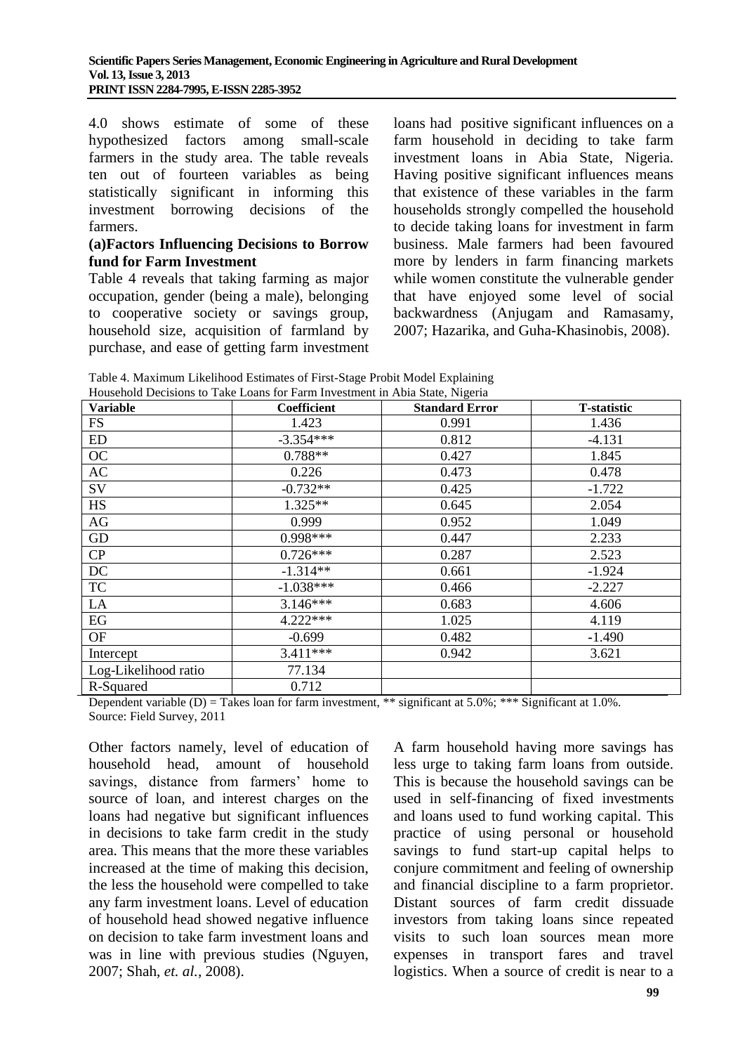4.0 shows estimate of some of these hypothesized factors among small-scale farmers in the study area. The table reveals ten out of fourteen variables as being statistically significant in informing this investment borrowing decisions of the farmers.

**(a)Factors Influencing Decisions to Borrow fund for Farm Investment**

Table 4 reveals that taking farming as major occupation, gender (being a male), belonging to cooperative society or savings group, household size, acquisition of farmland by purchase, and ease of getting farm investment loans had positive significant influences on a farm household in deciding to take farm investment loans in Abia State, Nigeria. Having positive significant influences means that existence of these variables in the farm households strongly compelled the household to decide taking loans for investment in farm business. Male farmers had been favoured more by lenders in farm financing markets while women constitute the vulnerable gender that have enjoyed some level of social backwardness (Anjugam and Ramasamy, 2007; Hazarika, and Guha-Khasinobis, 2008).

Table 4. Maximum Likelihood Estimates of First-Stage Probit Model Explaining Household Decisions to Take Loans for Farm Investment in Abia State, Nigeria

| Variable | Coefficient | Standard Error | T-statistic |
|---|---|---|---|
| FS | 1.423 | 0.991 | 1.436 |
| ED | -3.354*** | 0.812 | -4.131 |
| OC | 0.788** | 0.427 | 1.845 |
| AC | 0.226 | 0.473 | 0.478 |
| SV | -0.732** | 0.425 | -1.722 |
| HS | 1.325** | 0.645 | 2.054 |
| AG | 0.999 | 0.952 | 1.049 |
| GD | 0.998*** | 0.447 | 2.233 |
| CP | 0.726*** | 0.287 | 2.523 |
| DC | -1.314** | 0.661 | -1.924 |
| TC | -1.038*** | 0.466 | -2.227 |
| LA | 3.146*** | 0.683 | 4.606 |
| EG | 4.222*** | 1.025 | 4.119 |
| OF | -0.699 | 0.482 | -1.490 |
| Intercept | 3.411*** | 0.942 | 3.621 |
| Log-Likelihood ratio | 77.134 | | |
| R-Squared | 0.712 | | |

Dependent variable (D) = Takes loan for farm investment, ** significant at 5.0%; *** Significant at 1.0%.
Source: Field Survey, 2011

Other factors namely, level of education of household head, amount of household savings, distance from farmers' home to source of loan, and interest charges on the loans had negative but significant influences in decisions to take farm credit in the study area. This means that the more these variables increased at the time of making this decision, the less the household were compelled to take any farm investment loans. Level of education of household head showed negative influence on decision to take farm investment loans and was in line with previous studies (Nguyen, 2007; Shah, *et. al.*, 2008).

A farm household having more savings has less urge to taking farm loans from outside. This is because the household savings can be used in self-financing of fixed investments and loans used to fund working capital. This practice of using personal or household savings to fund start-up capital helps to conjure commitment and feeling of ownership and financial discipline to a farm proprietor. Distant sources of farm credit dissuade investors from taking loans since repeated visits to such loan sources mean more expenses in transport fares and travel logistics. When a source of credit is near to a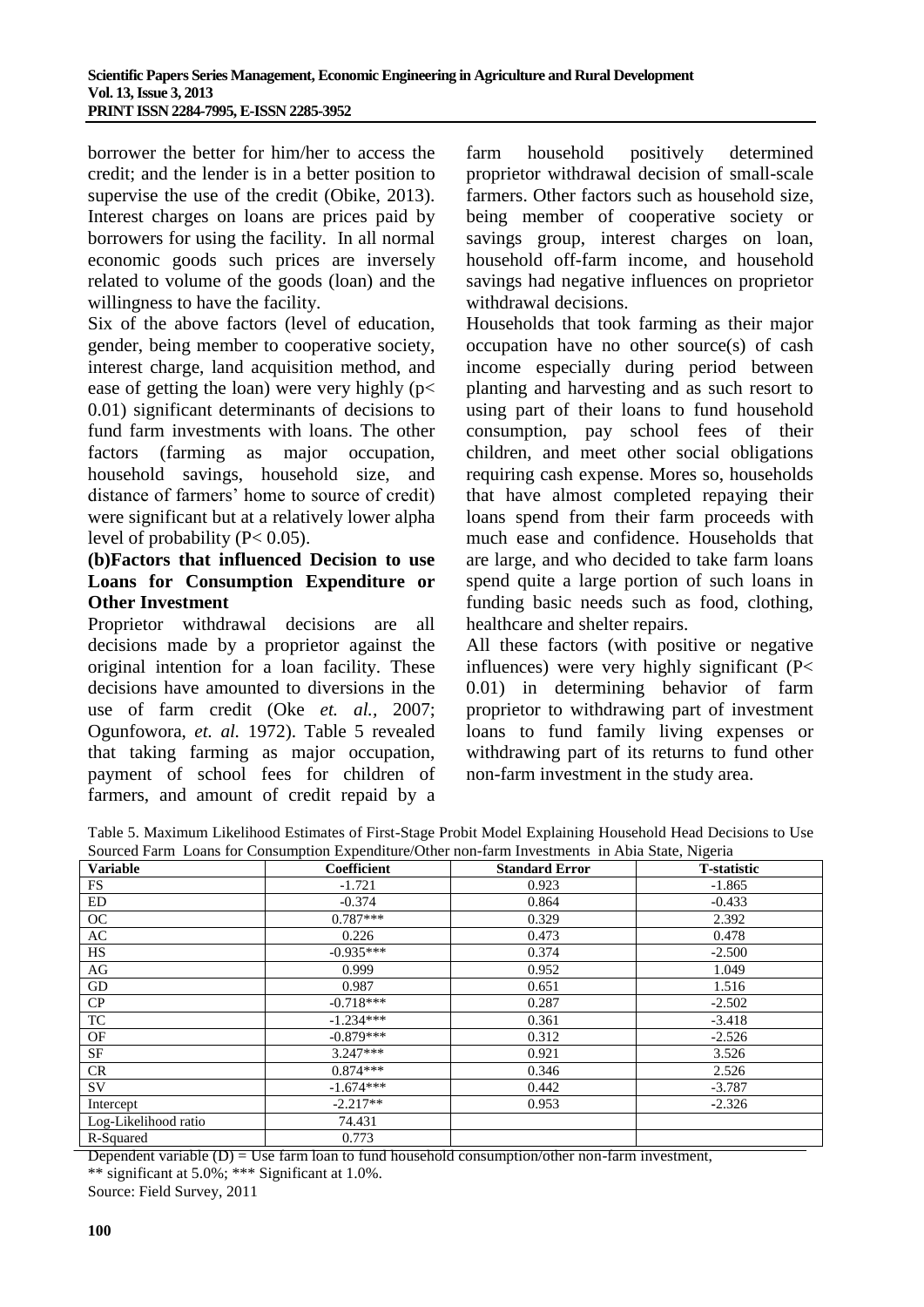borrower the better for him/her to access the credit; and the lender is in a better position to supervise the use of the credit (Obike, 2013). Interest charges on loans are prices paid by borrowers for using the facility. In all normal economic goods such prices are inversely related to volume of the goods (loan) and the willingness to have the facility.

Six of the above factors (level of education, gender, being member to cooperative society, interest charge, land acquisition method, and ease of getting the loan) were very highly ($p < 0.01$) significant determinants of decisions to fund farm investments with loans. The other factors (farming as major occupation, household savings, household size, and distance of farmers' home to source of credit) were significant but at a relatively lower alpha level of probability ($P < 0.05$).

**(b)Factors that influenced Decision to use Loans for Consumption Expenditure or Other Investment**

Proprietor withdrawal decisions are all decisions made by a proprietor against the original intention for a loan facility. These decisions have amounted to diversions in the use of farm credit (Oke *et. al.*, 2007; Ogunfowora, *et. al.* 1972). Table 5 revealed that taking farming as major occupation, payment of school fees for children of farmers, and amount of credit repaid by a farm household positively determined proprietor withdrawal decision of small-scale farmers. Other factors such as household size, being member of cooperative society or savings group, interest charges on loan, household off-farm income, and household savings had negative influences on proprietor withdrawal decisions.

Households that took farming as their major occupation have no other source(s) of cash income especially during period between planting and harvesting and as such resort to using part of their loans to fund household consumption, pay school fees of their children, and meet other social obligations requiring cash expense. Mores so, households that have almost completed repaying their loans spend from their farm proceeds with much ease and confidence. Households that are large, and who decided to take farm loans spend quite a large portion of such loans in funding basic needs such as food, clothing, healthcare and shelter repairs.

All these factors (with positive or negative influences) were very highly significant ($P < 0.01$) in determining behavior of farm proprietor to withdrawing part of investment loans to fund family living expenses or withdrawing part of its returns to fund other non-farm investment in the study area.

Table 5. Maximum Likelihood Estimates of First-Stage Probit Model Explaining Household Head Decisions to Use Sourced Farm Loans for Consumption Expenditure/Other non-farm Investments in Abia State, Nigeria

| Variable | Coefficient | Standard Error | T-statistic |
|---|---|---|---|
| FS | -1.721 | 0.923 | -1.865 |
| ED | -0.374 | 0.864 | -0.433 |
| OC | 0.787*** | 0.329 | 2.392 |
| AC | 0.226 | 0.473 | 0.478 |
| HS | -0.935*** | 0.374 | -2.500 |
| AG | 0.999 | 0.952 | 1.049 |
| GD | 0.987 | 0.651 | 1.516 |
| CP | -0.718*** | 0.287 | -2.502 |
| TC | -1.234*** | 0.361 | -3.418 |
| OF | -0.879*** | 0.312 | -2.526 |
| SF | 3.247*** | 0.921 | 3.526 |
| CR | 0.874*** | 0.346 | 2.526 |
| SV | -1.674*** | 0.442 | -3.787 |
| Intercept | -2.217** | 0.953 | -2.326 |
| Log-Likelihood ratio | 74.431 | | |
| R-Squared | 0.773 | | |

Dependent variable (D) = Use farm loan to fund household consumption/other non-farm investment,
** significant at 5.0%; *** Significant at 1.0%.
Source: Field Survey, 2011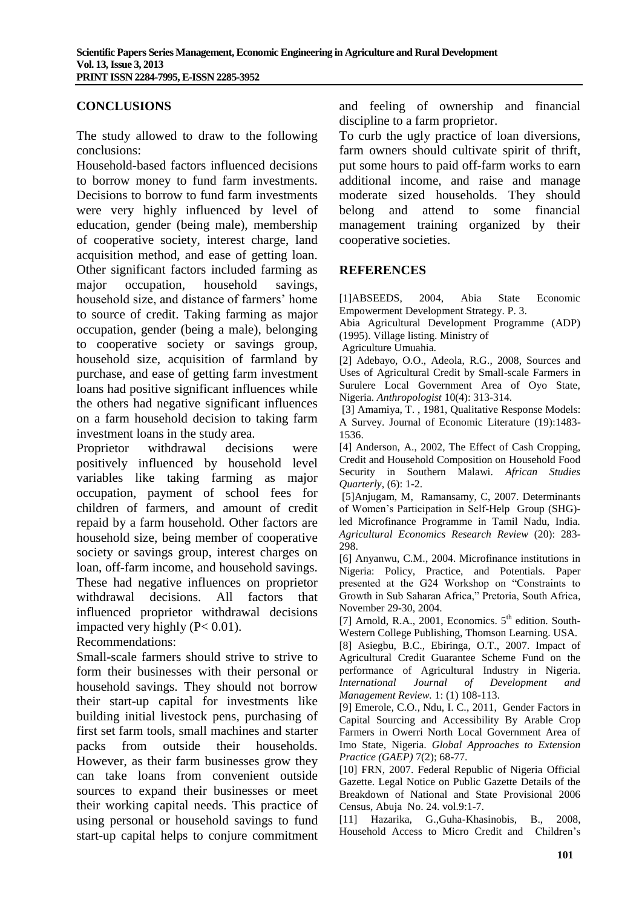## CONCLUSIONS

The study allowed to draw to the following conclusions:

Household-based factors influenced decisions to borrow money to fund farm investments. Decisions to borrow to fund farm investments were very highly influenced by level of education, gender (being male), membership of cooperative society, interest charge, land acquisition method, and ease of getting loan. Other significant factors included farming as major occupation, household savings, household size, and distance of farmers' home to source of credit. Taking farming as major occupation, gender (being a male), belonging to cooperative society or savings group, household size, acquisition of farmland by purchase, and ease of getting farm investment loans had positive significant influences while the others had negative significant influences on a farm household decision to taking farm investment loans in the study area.

Proprietor withdrawal decisions were positively influenced by household level variables like taking farming as major occupation, payment of school fees for children of farmers, and amount of credit repaid by a farm household. Other factors are household size, being member of cooperative society or savings group, interest charges on loan, off-farm income, and household savings. These had negative influences on proprietor withdrawal decisions. All factors that influenced proprietor withdrawal decisions impacted very highly ($P < 0.01$).

Recommendations:

Small-scale farmers should strive to strive to form their businesses with their personal or household savings. They should not borrow their start-up capital for investments like building initial livestock pens, purchasing of first set farm tools, small machines and starter packs from outside their households. However, as their farm businesses grow they can take loans from convenient outside sources to expand their businesses or meet their working capital needs. This practice of using personal or household savings to fund start-up capital helps to conjure commitment and feeling of ownership and financial discipline to a farm proprietor.

To curb the ugly practice of loan diversions, farm owners should cultivate spirit of thrift, put some hours to paid off-farm works to earn additional income, and raise and manage moderate sized households. They should belong and attend to some financial management training organized by their cooperative societies.

## REFERENCES

[1]ABSEEDS, 2004, Abia State Economic Empowerment Development Strategy. P. 3.

Abia Agricultural Development Programme (ADP) (1995). Village listing. Ministry of Agriculture Umuahia.

[2] Adebayo, O.O., Adeola, R.G., 2008, Sources and Uses of Agricultural Credit by Small-scale Farmers in Surulere Local Government Area of Oyo State, Nigeria. *Anthropologist* 10(4): 313-314.

[3] Amamiya, T. , 1981, Qualitative Response Models: A Survey. Journal of Economic Literature (19):1483-1536.

[4] Anderson, A., 2002, The Effect of Cash Cropping, Credit and Household Composition on Household Food Security in Southern Malawi. *African Studies Quarterly*, (6): 1-2.

[5]Anjugam, M, Ramansamy, C, 2007. Determinants of Women's Participation in Self-Help Group (SHG)-led Microfinance Programme in Tamil Nadu, India. *Agricultural Economics Research Review* (20): 283-298.

[6] Anyanwu, C.M., 2004. Microfinance institutions in Nigeria: Policy, Practice, and Potentials. Paper presented at the G24 Workshop on "Constraints to Growth in Sub Saharan Africa," Pretoria, South Africa, November 29-30, 2004.

[7] Arnold, R.A., 2001, Economics. 5th edition. South-Western College Publishing, Thomson Learning. USA.

[8] Asiegbu, B.C., Ebiringa, O.T., 2007. Impact of Agricultural Credit Guarantee Scheme Fund on the performance of Agricultural Industry in Nigeria. *International Journal of Development and Management Review.* 1: (1) 108-113.

[9] Emerole, C.O., Ndu, I. C., 2011, Gender Factors in Capital Sourcing and Accessibility By Arable Crop Farmers in Owerri North Local Government Area of Imo State, Nigeria. *Global Approaches to Extension Practice (GAEP)* 7(2); 68-77.

[10] FRN, 2007. Federal Republic of Nigeria Official Gazette. Legal Notice on Public Gazette Details of the Breakdown of National and State Provisional 2006 Census, Abuja No. 24. vol.9:1-7.

[11] Hazarika, G.,Guha-Khasinobis, B., 2008, Household Access to Micro Credit and Children's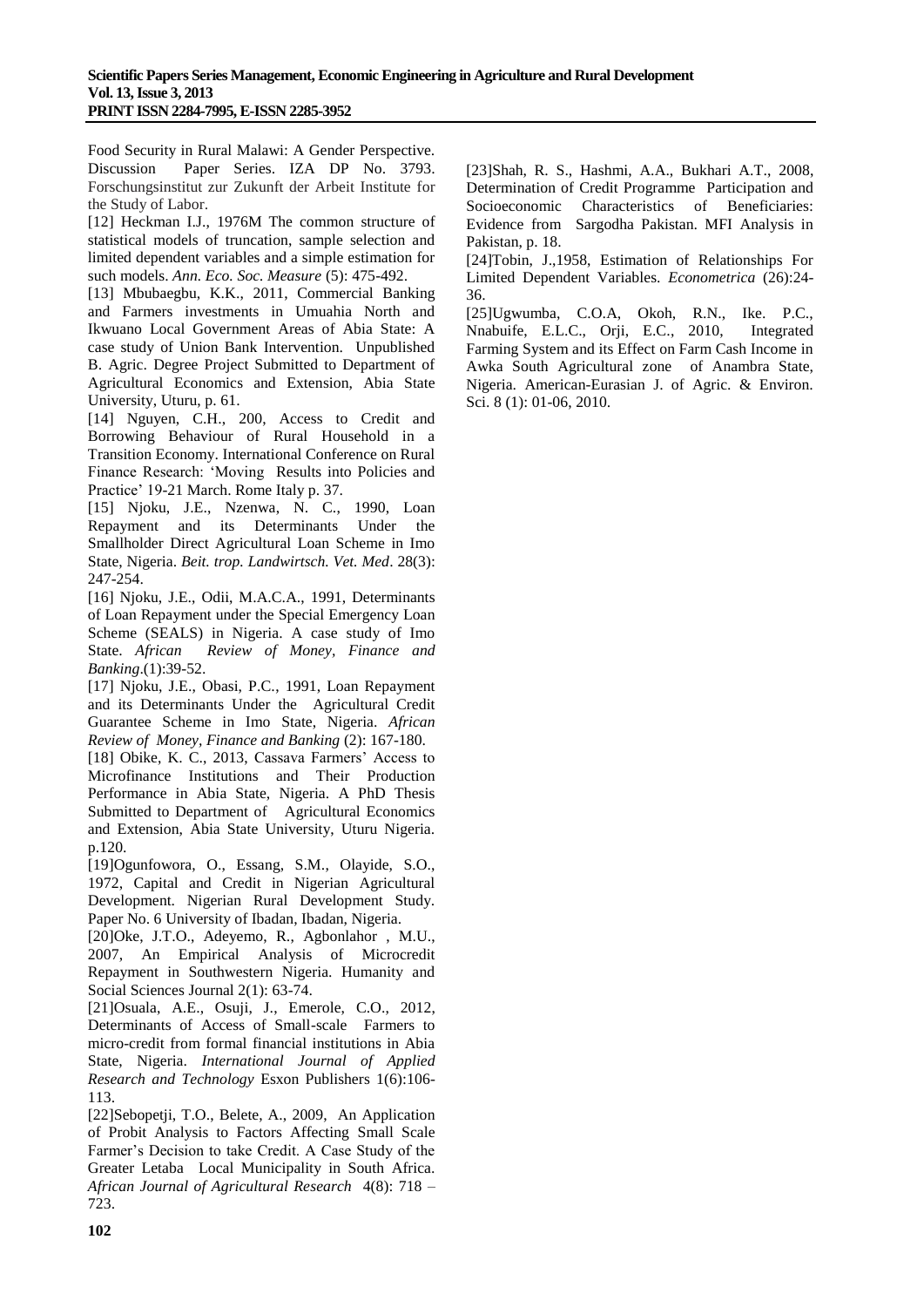Food Security in Rural Malawi: A Gender Perspective. Discussion Paper Series. IZA DP No. 3793. Forschungsinstitut zur Zukunft der Arbeit Institute for the Study of Labor.

[12] Heckman I.J., 1976M The common structure of statistical models of truncation, sample selection and limited dependent variables and a simple estimation for such models. *Ann. Eco. Soc. Measure* (5): 475-492.

[13] Mbubaegbu, K.K., 2011, Commercial Banking and Farmers investments in Umuahia North and Ikwuano Local Government Areas of Abia State: A case study of Union Bank Intervention. Unpublished B. Agric. Degree Project Submitted to Department of Agricultural Economics and Extension, Abia State University, Uturu, p. 61.

[14] Nguyen, C.H., 200, Access to Credit and Borrowing Behaviour of Rural Household in a Transition Economy. International Conference on Rural Finance Research: 'Moving Results into Policies and Practice' 19-21 March. Rome Italy p. 37.

[15] Njoku, J.E., Nzenwa, N. C., 1990, Loan Repayment and its Determinants Under the Smallholder Direct Agricultural Loan Scheme in Imo State, Nigeria. *Beit. trop. Landwirtsch. Vet. Med*. 28(3): 247-254.

[16] Njoku, J.E., Odii, M.A.C.A., 1991, Determinants of Loan Repayment under the Special Emergency Loan Scheme (SEALS) in Nigeria. A case study of Imo State. *African Review of Money, Finance and Banking*.(1):39-52.

[17] Njoku, J.E., Obasi, P.C., 1991, Loan Repayment and its Determinants Under the Agricultural Credit Guarantee Scheme in Imo State, Nigeria. *African Review of Money, Finance and Banking* (2): 167-180.

[18] Obike, K. C., 2013, Cassava Farmers' Access to Microfinance Institutions and Their Production Performance in Abia State, Nigeria. A PhD Thesis Submitted to Department of Agricultural Economics and Extension, Abia State University, Uturu Nigeria. p.120.

[19]Ogunfowora, O., Essang, S.M., Olayide, S.O., 1972, Capital and Credit in Nigerian Agricultural Development. Nigerian Rural Development Study. Paper No. 6 University of Ibadan, Ibadan, Nigeria.

[20]Oke, J.T.O., Adeyemo, R., Agbonlahor , M.U., 2007, An Empirical Analysis of Microcredit Repayment in Southwestern Nigeria. Humanity and Social Sciences Journal 2(1): 63-74.

[21]Osuala, A.E., Osuji, J., Emerole, C.O., 2012, Determinants of Access of Small-scale Farmers to micro-credit from formal financial institutions in Abia State, Nigeria. *International Journal of Applied Research and Technology* Esxon Publishers 1(6):106-113.

[22]Sebopetji, T.O., Belete, A., 2009, An Application of Probit Analysis to Factors Affecting Small Scale Farmer's Decision to take Credit. A Case Study of the Greater Letaba Local Municipality in South Africa. *African Journal of Agricultural Research* 4(8): 718 – 723.

[23]Shah, R. S., Hashmi, A.A., Bukhari A.T., 2008, Determination of Credit Programme Participation and Socioeconomic Characteristics of Beneficiaries: Evidence from Sargodha Pakistan. MFI Analysis in Pakistan, p. 18.

[24]Tobin, J.,1958, Estimation of Relationships For Limited Dependent Variables. *Econometrica* (26):24-36.

[25]Ugwumba, C.O.A, Okoh, R.N., Ike. P.C., Nnabuife, E.L.C., Orji, E.C., 2010, Integrated Farming System and its Effect on Farm Cash Income in Awka South Agricultural zone of Anambra State, Nigeria. American-Eurasian J. of Agric. & Environ. Sci. 8 (1): 01-06, 2010.